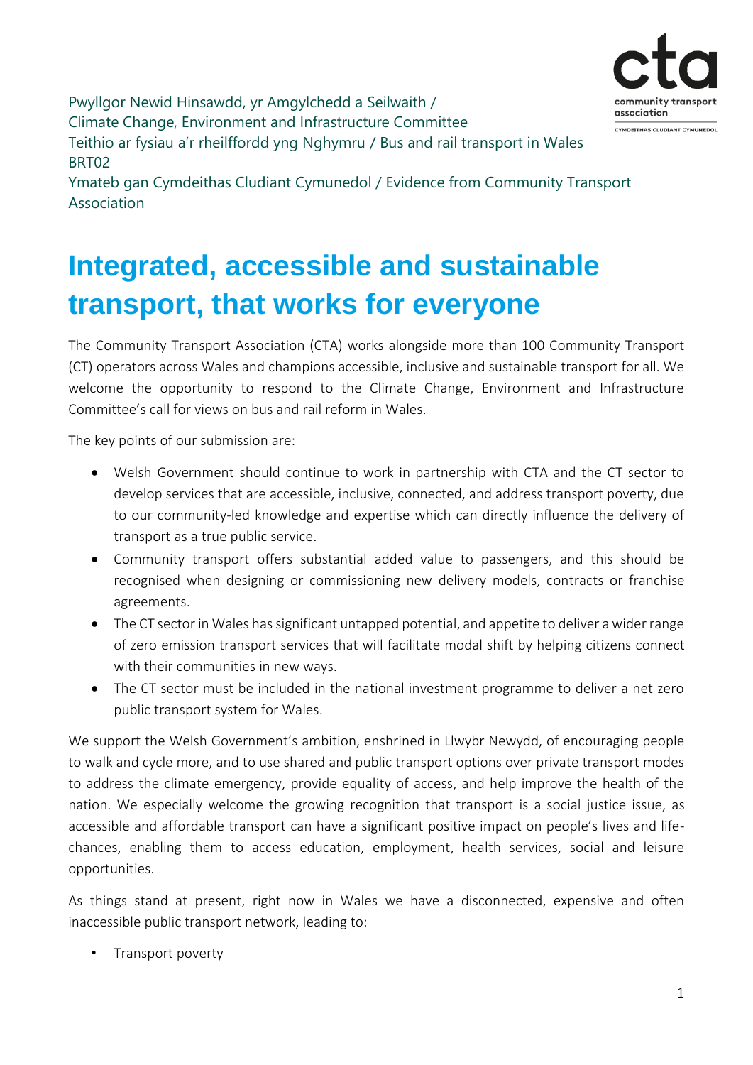Pwyllgor Newid Hinsawdd, yr Amgylchedd a Seilwaith /
Climate Change, Environment and Infrastructure Committee
Teithio ar fysiau a'r rheilffordd yng Nghymru / Bus and rail transport in Wales
BRT02
Ymateb gan Cymdeithas Cludiant Cymunedol / Evidence from Community Transport Association

# Integrated, accessible and sustainable transport, that works for everyone

The Community Transport Association (CTA) works alongside more than 100 Community Transport (CT) operators across Wales and champions accessible, inclusive and sustainable transport for all. We welcome the opportunity to respond to the Climate Change, Environment and Infrastructure Committee's call for views on bus and rail reform in Wales.

The key points of our submission are:

- Welsh Government should continue to work in partnership with CTA and the CT sector to develop services that are accessible, inclusive, connected, and address transport poverty, due to our community-led knowledge and expertise which can directly influence the delivery of transport as a true public service.
- Community transport offers substantial added value to passengers, and this should be recognised when designing or commissioning new delivery models, contracts or franchise agreements.
- The CT sector in Wales has significant untapped potential, and appetite to deliver a wider range of zero emission transport services that will facilitate modal shift by helping citizens connect with their communities in new ways.
- The CT sector must be included in the national investment programme to deliver a net zero public transport system for Wales.

We support the Welsh Government's ambition, enshrined in Llwybr Newydd, of encouraging people to walk and cycle more, and to use shared and public transport options over private transport modes to address the climate emergency, provide equality of access, and help improve the health of the nation. We especially welcome the growing recognition that transport is a social justice issue, as accessible and affordable transport can have a significant positive impact on people's lives and life-chances, enabling them to access education, employment, health services, social and leisure opportunities.

As things stand at present, right now in Wales we have a disconnected, expensive and often inaccessible public transport network, leading to:

- Transport poverty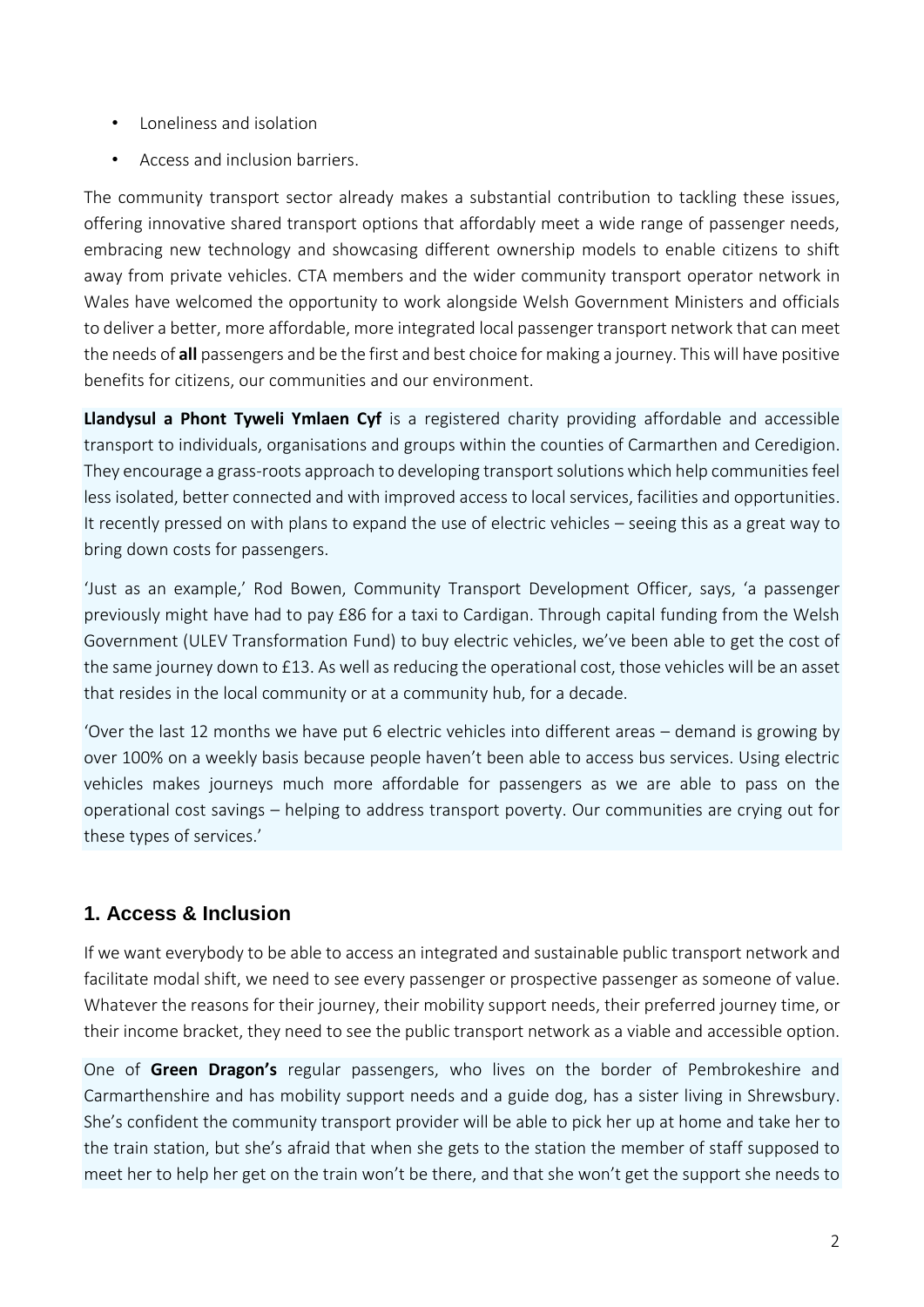- Loneliness and isolation
- Access and inclusion barriers.

The community transport sector already makes a substantial contribution to tackling these issues, offering innovative shared transport options that affordably meet a wide range of passenger needs, embracing new technology and showcasing different ownership models to enable citizens to shift away from private vehicles. CTA members and the wider community transport operator network in Wales have welcomed the opportunity to work alongside Welsh Government Ministers and officials to deliver a better, more affordable, more integrated local passenger transport network that can meet the needs of **all** passengers and be the first and best choice for making a journey. This will have positive benefits for citizens, our communities and our environment.

**Llandysul a Phont Tyweli Ymlaen Cyf** is a registered charity providing affordable and accessible transport to individuals, organisations and groups within the counties of Carmarthen and Ceredigion. They encourage a grass-roots approach to developing transport solutions which help communities feel less isolated, better connected and with improved access to local services, facilities and opportunities. It recently pressed on with plans to expand the use of electric vehicles – seeing this as a great way to bring down costs for passengers.

'Just as an example,' Rod Bowen, Community Transport Development Officer, says, 'a passenger previously might have had to pay £86 for a taxi to Cardigan. Through capital funding from the Welsh Government (ULEV Transformation Fund) to buy electric vehicles, we've been able to get the cost of the same journey down to £13. As well as reducing the operational cost, those vehicles will be an asset that resides in the local community or at a community hub, for a decade.

'Over the last 12 months we have put 6 electric vehicles into different areas – demand is growing by over 100% on a weekly basis because people haven't been able to access bus services. Using electric vehicles makes journeys much more affordable for passengers as we are able to pass on the operational cost savings – helping to address transport poverty. Our communities are crying out for these types of services.'

## 1. Access & Inclusion

If we want everybody to be able to access an integrated and sustainable public transport network and facilitate modal shift, we need to see every passenger or prospective passenger as someone of value. Whatever the reasons for their journey, their mobility support needs, their preferred journey time, or their income bracket, they need to see the public transport network as a viable and accessible option.

One of **Green Dragon's** regular passengers, who lives on the border of Pembrokeshire and Carmarthenshire and has mobility support needs and a guide dog, has a sister living in Shrewsbury. She's confident the community transport provider will be able to pick her up at home and take her to the train station, but she's afraid that when she gets to the station the member of staff supposed to meet her to help her get on the train won't be there, and that she won't get the support she needs to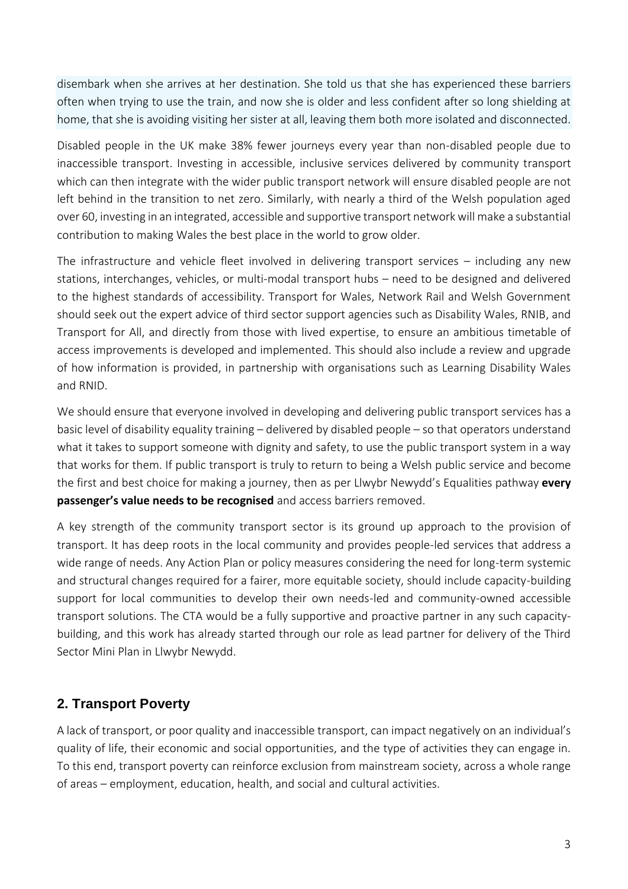disembark when she arrives at her destination. She told us that she has experienced these barriers often when trying to use the train, and now she is older and less confident after so long shielding at home, that she is avoiding visiting her sister at all, leaving them both more isolated and disconnected.

Disabled people in the UK make 38% fewer journeys every year than non-disabled people due to inaccessible transport. Investing in accessible, inclusive services delivered by community transport which can then integrate with the wider public transport network will ensure disabled people are not left behind in the transition to net zero. Similarly, with nearly a third of the Welsh population aged over 60, investing in an integrated, accessible and supportive transport network will make a substantial contribution to making Wales the best place in the world to grow older.

The infrastructure and vehicle fleet involved in delivering transport services – including any new stations, interchanges, vehicles, or multi-modal transport hubs – need to be designed and delivered to the highest standards of accessibility. Transport for Wales, Network Rail and Welsh Government should seek out the expert advice of third sector support agencies such as Disability Wales, RNIB, and Transport for All, and directly from those with lived expertise, to ensure an ambitious timetable of access improvements is developed and implemented. This should also include a review and upgrade of how information is provided, in partnership with organisations such as Learning Disability Wales and RNID.

We should ensure that everyone involved in developing and delivering public transport services has a basic level of disability equality training – delivered by disabled people – so that operators understand what it takes to support someone with dignity and safety, to use the public transport system in a way that works for them. If public transport is truly to return to being a Welsh public service and become the first and best choice for making a journey, then as per Llwybr Newydd's Equalities pathway **every passenger's value needs to be recognised** and access barriers removed.

A key strength of the community transport sector is its ground up approach to the provision of transport. It has deep roots in the local community and provides people-led services that address a wide range of needs. Any Action Plan or policy measures considering the need for long-term systemic and structural changes required for a fairer, more equitable society, should include capacity-building support for local communities to develop their own needs-led and community-owned accessible transport solutions. The CTA would be a fully supportive and proactive partner in any such capacity-building, and this work has already started through our role as lead partner for delivery of the Third Sector Mini Plan in Llwybr Newydd.

## 2. Transport Poverty

A lack of transport, or poor quality and inaccessible transport, can impact negatively on an individual's quality of life, their economic and social opportunities, and the type of activities they can engage in. To this end, transport poverty can reinforce exclusion from mainstream society, across a whole range of areas – employment, education, health, and social and cultural activities.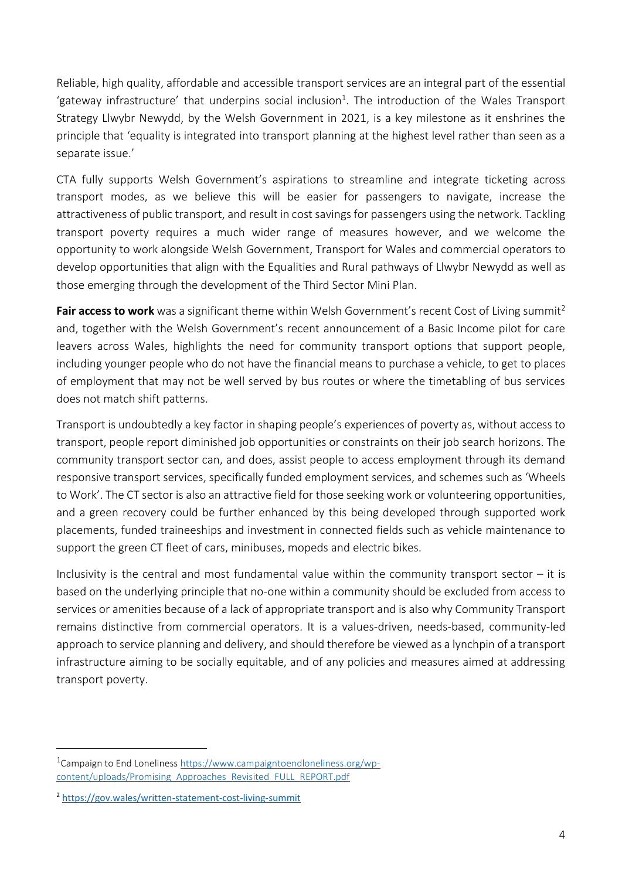Reliable, high quality, affordable and accessible transport services are an integral part of the essential 'gateway infrastructure' that underpins social inclusion[1]. The introduction of the Wales Transport Strategy Llwybr Newydd, by the Welsh Government in 2021, is a key milestone as it enshrines the principle that 'equality is integrated into transport planning at the highest level rather than seen as a separate issue.'

CTA fully supports Welsh Government's aspirations to streamline and integrate ticketing across transport modes, as we believe this will be easier for passengers to navigate, increase the attractiveness of public transport, and result in cost savings for passengers using the network. Tackling transport poverty requires a much wider range of measures however, and we welcome the opportunity to work alongside Welsh Government, Transport for Wales and commercial operators to develop opportunities that align with the Equalities and Rural pathways of Llwybr Newydd as well as those emerging through the development of the Third Sector Mini Plan.

**Fair access to work** was a significant theme within Welsh Government's recent Cost of Living summit[2] and, together with the Welsh Government's recent announcement of a Basic Income pilot for care leavers across Wales, highlights the need for community transport options that support people, including younger people who do not have the financial means to purchase a vehicle, to get to places of employment that may not be well served by bus routes or where the timetabling of bus services does not match shift patterns.

Transport is undoubtedly a key factor in shaping people's experiences of poverty as, without access to transport, people report diminished job opportunities or constraints on their job search horizons. The community transport sector can, and does, assist people to access employment through its demand responsive transport services, specifically funded employment services, and schemes such as 'Wheels to Work'. The CT sector is also an attractive field for those seeking work or volunteering opportunities, and a green recovery could be further enhanced by this being developed through supported work placements, funded traineeships and investment in connected fields such as vehicle maintenance to support the green CT fleet of cars, minibuses, mopeds and electric bikes.

Inclusivity is the central and most fundamental value within the community transport sector – it is based on the underlying principle that no-one within a community should be excluded from access to services or amenities because of a lack of appropriate transport and is also why Community Transport remains distinctive from commercial operators. It is a values-driven, needs-based, community-led approach to service planning and delivery, and should therefore be viewed as a lynchpin of a transport infrastructure aiming to be socially equitable, and of any policies and measures aimed at addressing transport poverty.

---

[1] Campaign to End Loneliness https://www.campaigntoendloneliness.org/wp-content/uploads/Promising_Approaches_Revisited_FULL_REPORT.pdf

[2] https://gov.wales/written-statement-cost-living-summit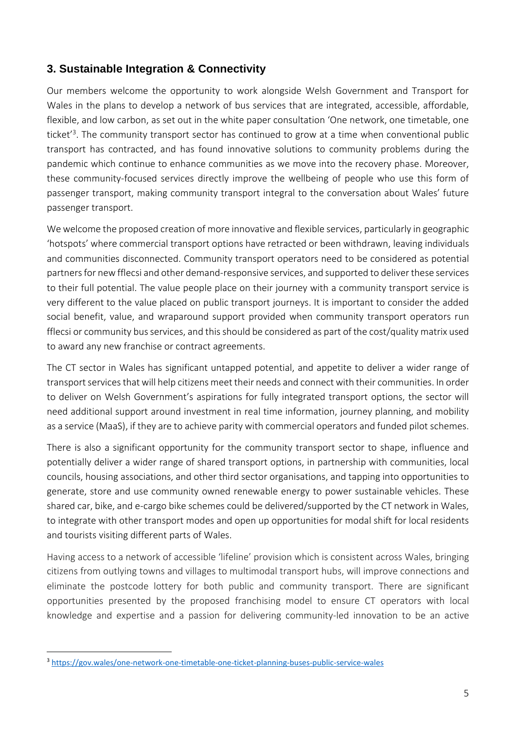## 3. Sustainable Integration & Connectivity

Our members welcome the opportunity to work alongside Welsh Government and Transport for Wales in the plans to develop a network of bus services that are integrated, accessible, affordable, flexible, and low carbon, as set out in the white paper consultation 'One network, one timetable, one ticket'[3]. The community transport sector has continued to grow at a time when conventional public transport has contracted, and has found innovative solutions to community problems during the pandemic which continue to enhance communities as we move into the recovery phase. Moreover, these community-focused services directly improve the wellbeing of people who use this form of passenger transport, making community transport integral to the conversation about Wales' future passenger transport.

We welcome the proposed creation of more innovative and flexible services, particularly in geographic 'hotspots' where commercial transport options have retracted or been withdrawn, leaving individuals and communities disconnected. Community transport operators need to be considered as potential partners for new fflecsi and other demand-responsive services, and supported to deliver these services to their full potential. The value people place on their journey with a community transport service is very different to the value placed on public transport journeys. It is important to consider the added social benefit, value, and wraparound support provided when community transport operators run fflecsi or community bus services, and this should be considered as part of the cost/quality matrix used to award any new franchise or contract agreements.

The CT sector in Wales has significant untapped potential, and appetite to deliver a wider range of transport services that will help citizens meet their needs and connect with their communities. In order to deliver on Welsh Government's aspirations for fully integrated transport options, the sector will need additional support around investment in real time information, journey planning, and mobility as a service (MaaS), if they are to achieve parity with commercial operators and funded pilot schemes.

There is also a significant opportunity for the community transport sector to shape, influence and potentially deliver a wider range of shared transport options, in partnership with communities, local councils, housing associations, and other third sector organisations, and tapping into opportunities to generate, store and use community owned renewable energy to power sustainable vehicles. These shared car, bike, and e-cargo bike schemes could be delivered/supported by the CT network in Wales, to integrate with other transport modes and open up opportunities for modal shift for local residents and tourists visiting different parts of Wales.

Having access to a network of accessible 'lifeline' provision which is consistent across Wales, bringing citizens from outlying towns and villages to multimodal transport hubs, will improve connections and eliminate the postcode lottery for both public and community transport. There are significant opportunities presented by the proposed franchising model to ensure CT operators with local knowledge and expertise and a passion for delivering community-led innovation to be an active

[3] https://gov.wales/one-network-one-timetable-one-ticket-planning-buses-public-service-wales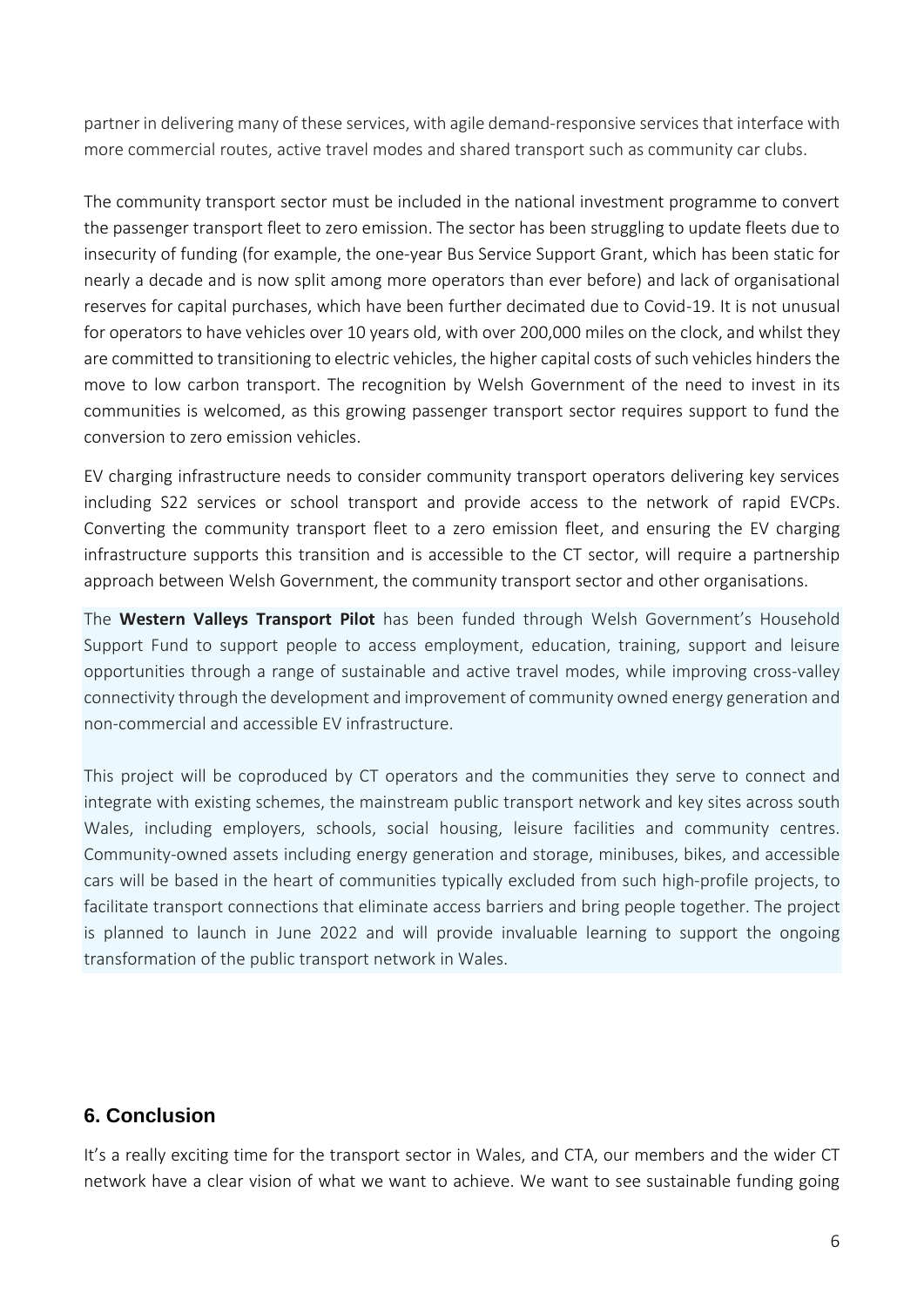partner in delivering many of these services, with agile demand-responsive services that interface with more commercial routes, active travel modes and shared transport such as community car clubs.

The community transport sector must be included in the national investment programme to convert the passenger transport fleet to zero emission. The sector has been struggling to update fleets due to insecurity of funding (for example, the one-year Bus Service Support Grant, which has been static for nearly a decade and is now split among more operators than ever before) and lack of organisational reserves for capital purchases, which have been further decimated due to Covid-19. It is not unusual for operators to have vehicles over 10 years old, with over 200,000 miles on the clock, and whilst they are committed to transitioning to electric vehicles, the higher capital costs of such vehicles hinders the move to low carbon transport. The recognition by Welsh Government of the need to invest in its communities is welcomed, as this growing passenger transport sector requires support to fund the conversion to zero emission vehicles.

EV charging infrastructure needs to consider community transport operators delivering key services including S22 services or school transport and provide access to the network of rapid EVCPs. Converting the community transport fleet to a zero emission fleet, and ensuring the EV charging infrastructure supports this transition and is accessible to the CT sector, will require a partnership approach between Welsh Government, the community transport sector and other organisations.

The **Western Valleys Transport Pilot** has been funded through Welsh Government's Household Support Fund to support people to access employment, education, training, support and leisure opportunities through a range of sustainable and active travel modes, while improving cross-valley connectivity through the development and improvement of community owned energy generation and non-commercial and accessible EV infrastructure.

This project will be coproduced by CT operators and the communities they serve to connect and integrate with existing schemes, the mainstream public transport network and key sites across south Wales, including employers, schools, social housing, leisure facilities and community centres. Community-owned assets including energy generation and storage, minibuses, bikes, and accessible cars will be based in the heart of communities typically excluded from such high-profile projects, to facilitate transport connections that eliminate access barriers and bring people together. The project is planned to launch in June 2022 and will provide invaluable learning to support the ongoing transformation of the public transport network in Wales.

## 6. Conclusion

It's a really exciting time for the transport sector in Wales, and CTA, our members and the wider CT network have a clear vision of what we want to achieve. We want to see sustainable funding going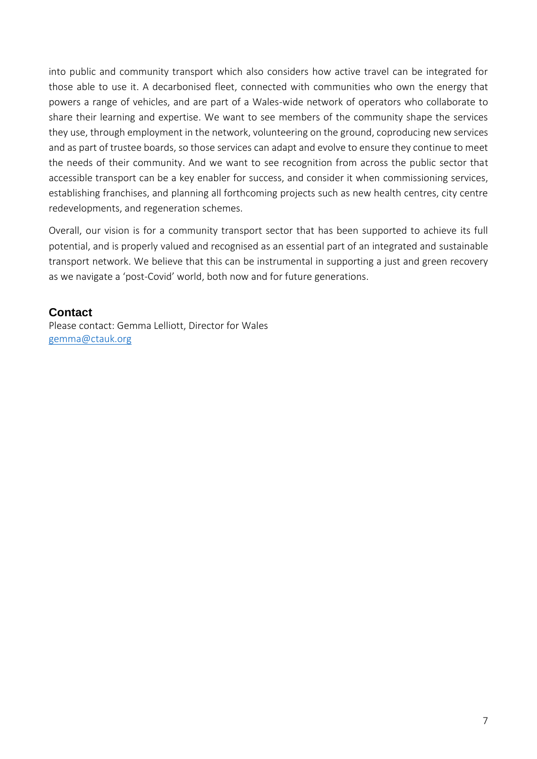into public and community transport which also considers how active travel can be integrated for those able to use it. A decarbonised fleet, connected with communities who own the energy that powers a range of vehicles, and are part of a Wales-wide network of operators who collaborate to share their learning and expertise. We want to see members of the community shape the services they use, through employment in the network, volunteering on the ground, coproducing new services and as part of trustee boards, so those services can adapt and evolve to ensure they continue to meet the needs of their community. And we want to see recognition from across the public sector that accessible transport can be a key enabler for success, and consider it when commissioning services, establishing franchises, and planning all forthcoming projects such as new health centres, city centre redevelopments, and regeneration schemes.

Overall, our vision is for a community transport sector that has been supported to achieve its full potential, and is properly valued and recognised as an essential part of an integrated and sustainable transport network. We believe that this can be instrumental in supporting a just and green recovery as we navigate a 'post-Covid' world, both now and for future generations.

## Contact

Please contact: Gemma Lelliott, Director for Wales
[gemma@ctauk.org](mailto:gemma@ctauk.org)